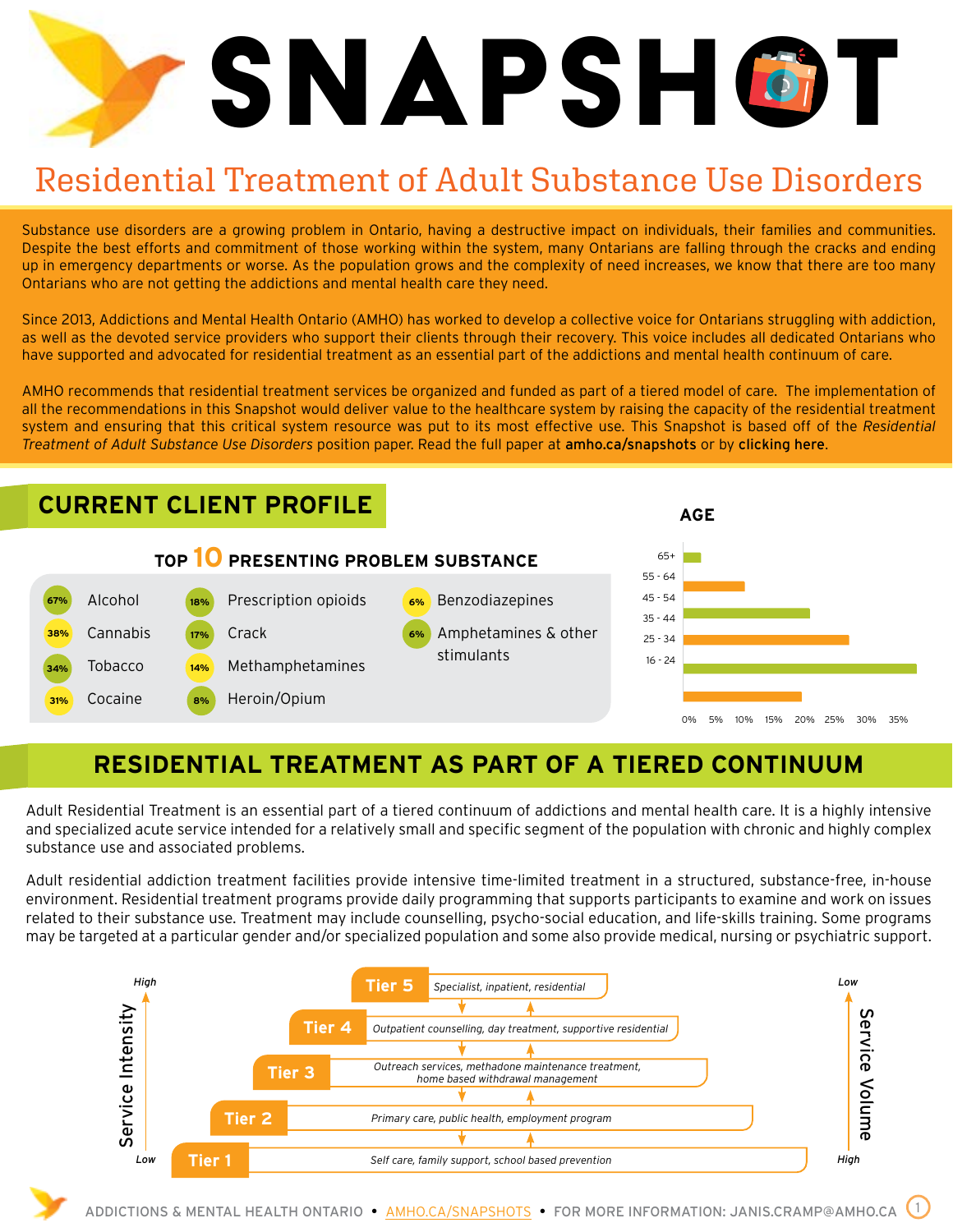# SNAPSHOT

## Residential Treatment of Adult Substance Use Disorders

Substance use disorders are a growing problem in Ontario, having a destructive impact on individuals, their families and communities. Despite the best efforts and commitment of those working within the system, many Ontarians are falling through the cracks and ending up in emergency departments or worse. As the population grows and the complexity of need increases, we know that there are too many Ontarians who are not getting the addictions and mental health care they need.

Since 2013, Addictions and Mental Health Ontario (AMHO) has worked to develop a collective voice for Ontarians struggling with addiction, as well as the devoted service providers who support their clients through their recovery. This voice includes all dedicated Ontarians who have supported and advocated for residential treatment as an essential part of the addictions and mental health continuum of care.

AMHO recommends that residential treatment services be organized and funded as part of a tiered model of care. The implementation of all the recommendations in this Snapshot would deliver value to the healthcare system by raising the capacity of the residential treatment system and ensuring that this critical system resource was put to its most effective use. This Snapshot is based off of the *Residential Treatment of Adult Substance Use Disorders* position paper. Read the full paper at **amho.ca/snapshots** or by **clicking here**.

## CURRENT CLIENT PROFILE

### TOP 10 PRESENTING PROBLEM SUBSTANCE

| % | Substance |
|---|---|
| 67% | Alcohol |
| 38% | Cannabis |
| 34% | Tobacco |
| 31% | Cocaine |
| 18% | Prescription opioids |
| 17% | Crack |
| 14% | Methamphetamines |
| 8% | Heroin/Opium |
| 6% | Benzodiazepines |
| 6% | Amphetamines & other stimulants |

### AGE

| Age | Approx. % |
|---|---|
| 65+ | ~3% |
| 55 - 64 | ~10% |
| 45 - 54 | ~21% |
| 35 - 44 | ~27% |
| 25 - 34 | ~39% |
| 16 - 24 | ~20% |

## RESIDENTIAL TREATMENT AS PART OF A TIERED CONTINUUM

Adult Residential Treatment is an essential part of a tiered continuum of addictions and mental health care. It is a highly intensive and specialized acute service intended for a relatively small and specific segment of the population with chronic and highly complex substance use and associated problems.

Adult residential addiction treatment facilities provide intensive time-limited treatment in a structured, substance-free, in-house environment. Residential treatment programs provide daily programming that supports participants to examine and work on issues related to their substance use. Treatment may include counselling, psycho-social education, and life-skills training. Some programs may be targeted at a particular gender and/or specialized population and some also provide medical, nursing or psychiatric support.

| Tier | Services |
|---|---|
| Tier 5 | *Specialist, inpatient, residential* |
| Tier 4 | *Outpatient counselling, day treatment, supportive residential* |
| Tier 3 | *Outreach services, methadone maintenance treatment, home based withdrawal management* |
| Tier 2 | *Primary care, public health, employment program* |
| Tier 1 | *Self care, family support, school based prevention* |

Service Intensity: High (Tier 5) to Low (Tier 1). Service Volume: Low (Tier 5) to High (Tier 1).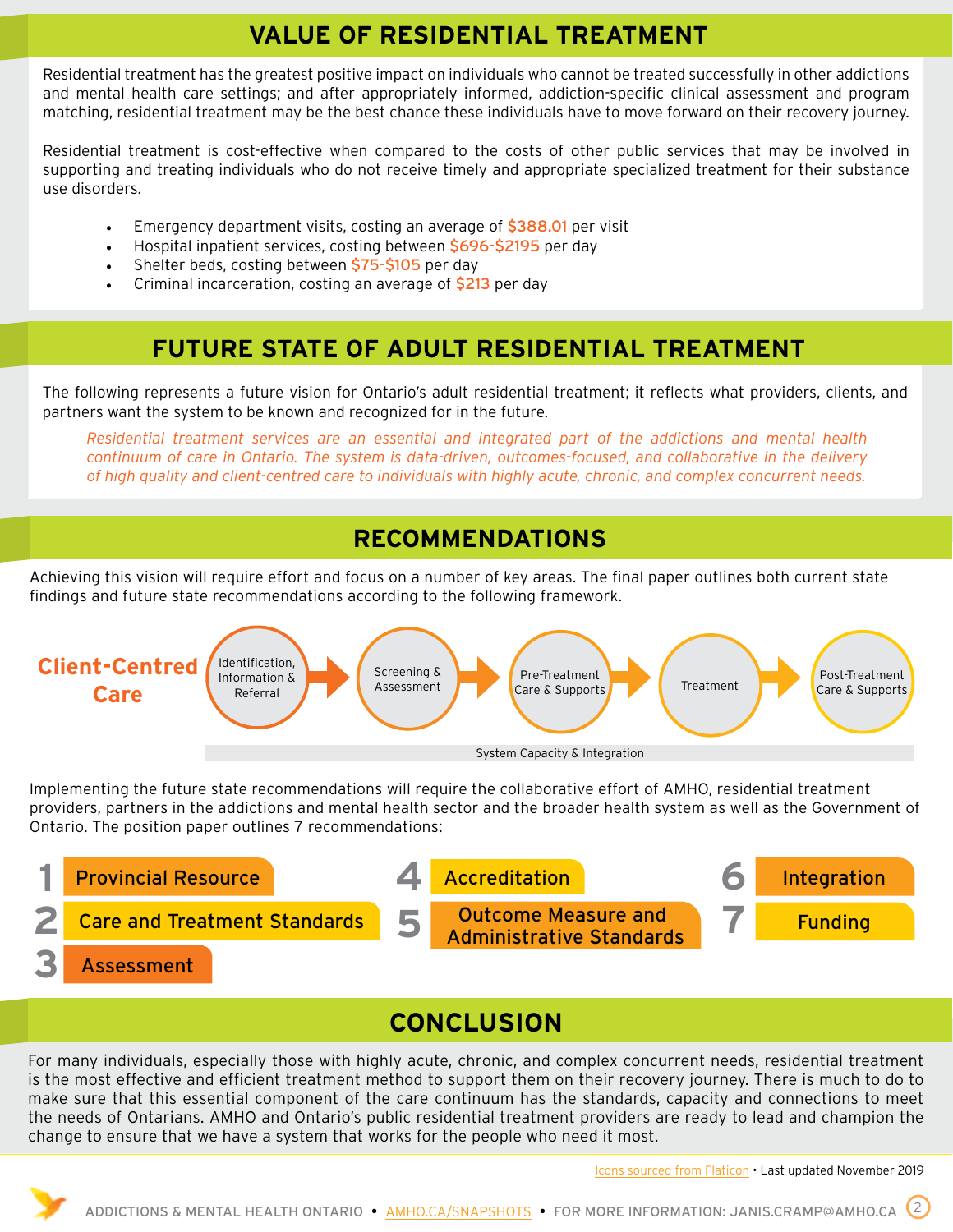## VALUE OF RESIDENTIAL TREATMENT

Residential treatment has the greatest positive impact on individuals who cannot be treated successfully in other addictions and mental health care settings; and after appropriately informed, addiction-specific clinical assessment and program matching, residential treatment may be the best chance these individuals have to move forward on their recovery journey.

Residential treatment is cost-effective when compared to the costs of other public services that may be involved in supporting and treating individuals who do not receive timely and appropriate specialized treatment for their substance use disorders.

- Emergency department visits, costing an average of $388.01 per visit
- Hospital inpatient services, costing between $696-$2195 per day
- Shelter beds, costing between $75-$105 per day
- Criminal incarceration, costing an average of $213 per day

## FUTURE STATE OF ADULT RESIDENTIAL TREATMENT

The following represents a future vision for Ontario's adult residential treatment; it reflects what providers, clients, and partners want the system to be known and recognized for in the future.

*Residential treatment services are an essential and integrated part of the addictions and mental health continuum of care in Ontario. The system is data-driven, outcomes-focused, and collaborative in the delivery of high quality and client-centred care to individuals with highly acute, chronic, and complex concurrent needs.*

## RECOMMENDATIONS

Achieving this vision will require effort and focus on a number of key areas. The final paper outlines both current state findings and future state recommendations according to the following framework.

**Client-Centred Care**

Identification, Information & Referral → Screening & Assessment → Pre-Treatment Care & Supports → Treatment → Post-Treatment Care & Supports

System Capacity & Integration

Implementing the future state recommendations will require the collaborative effort of AMHO, residential treatment providers, partners in the addictions and mental health sector and the broader health system as well as the Government of Ontario. The position paper outlines 7 recommendations:

1. Provincial Resource
2. Care and Treatment Standards
3. Assessment
4. Accreditation
5. Outcome Measure and Administrative Standards
6. Integration
7. Funding

## CONCLUSION

For many individuals, especially those with highly acute, chronic, and complex concurrent needs, residential treatment is the most effective and efficient treatment method to support them on their recovery journey. There is much to do to make sure that this essential component of the care continuum has the standards, capacity and connections to meet the needs of Ontarians. AMHO and Ontario's public residential treatment providers are ready to lead and champion the change to ensure that we have a system that works for the people who need it most.

Icons sourced from Flaticon • Last updated November 2019

ADDICTIONS & MENTAL HEALTH ONTARIO • AMHO.CA/SNAPSHOTS • FOR MORE INFORMATION: JANIS.CRAMP@AMHO.CA